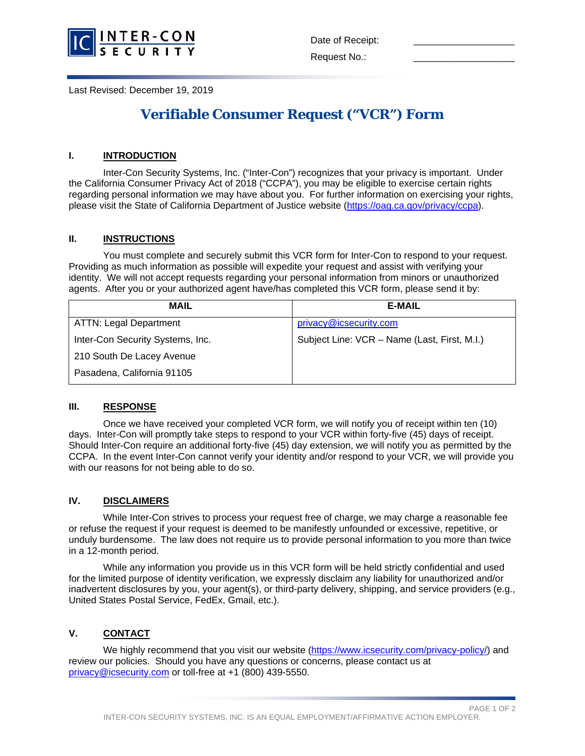INTER-CON SECURITY

Date of Receipt: ____________________

Request No.: ____________________

Last Revised: December 19, 2019

# Verifiable Consumer Request ("VCR") Form

## I. INTRODUCTION

Inter-Con Security Systems, Inc. ("Inter-Con") recognizes that your privacy is important. Under the California Consumer Privacy Act of 2018 ("CCPA"), you may be eligible to exercise certain rights regarding personal information we may have about you. For further information on exercising your rights, please visit the State of California Department of Justice website (https://oag.ca.gov/privacy/ccpa).

## II. INSTRUCTIONS

You must complete and securely submit this VCR form for Inter-Con to respond to your request. Providing as much information as possible will expedite your request and assist with verifying your identity. We will not accept requests regarding your personal information from minors or unauthorized agents. After you or your authorized agent have/has completed this VCR form, please send it by:

| MAIL | E-MAIL |
|---|---|
| ATTN: Legal Department | privacy@icsecurity.com |
| Inter-Con Security Systems, Inc. | Subject Line: VCR – Name (Last, First, M.I.) |
| 210 South De Lacey Avenue | |
| Pasadena, California 91105 | |

## III. RESPONSE

Once we have received your completed VCR form, we will notify you of receipt within ten (10) days. Inter-Con will promptly take steps to respond to your VCR within forty-five (45) days of receipt. Should Inter-Con require an additional forty-five (45) day extension, we will notify you as permitted by the CCPA. In the event Inter-Con cannot verify your identity and/or respond to your VCR, we will provide you with our reasons for not being able to do so.

## IV. DISCLAIMERS

While Inter-Con strives to process your request free of charge, we may charge a reasonable fee or refuse the request if your request is deemed to be manifestly unfounded or excessive, repetitive, or unduly burdensome. The law does not require us to provide personal information to you more than twice in a 12-month period.

While any information you provide us in this VCR form will be held strictly confidential and used for the limited purpose of identity verification, we expressly disclaim any liability for unauthorized and/or inadvertent disclosures by you, your agent(s), or third-party delivery, shipping, and service providers (e.g., United States Postal Service, FedEx, Gmail, etc.).

## V. CONTACT

We highly recommend that you visit our website (https://www.icsecurity.com/privacy-policy/) and review our policies. Should you have any questions or concerns, please contact us at privacy@icsecurity.com or toll-free at +1 (800) 439-5550.

INTER-CON SECURITY SYSTEMS, INC. IS AN EQUAL EMPLOYMENT/AFFIRMATIVE ACTION EMPLOYER.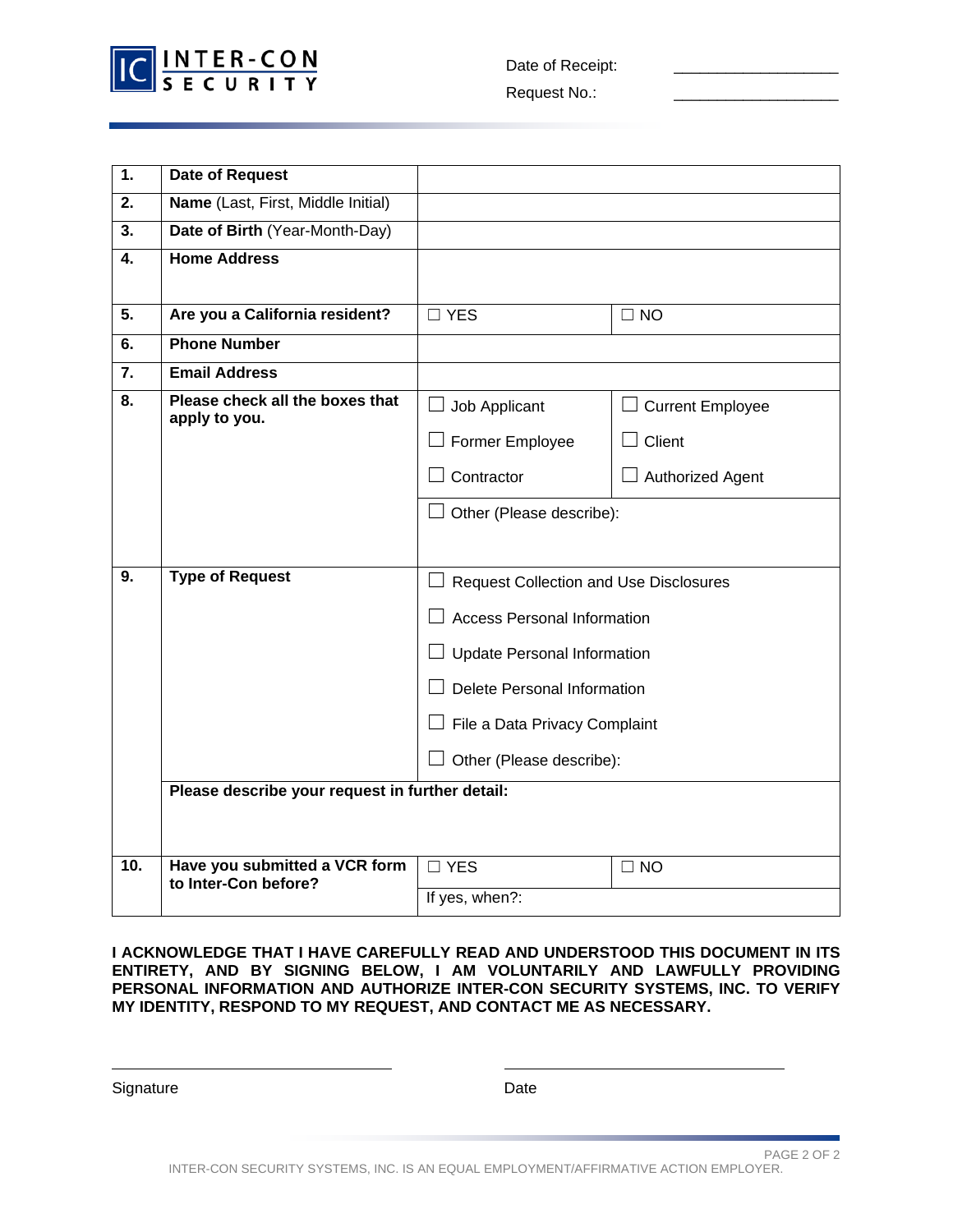INTER-CON SECURITY

Date of Receipt: ____________________

Request No.: ____________________

| | | | |
|---|---|---|---|
| **1.** | **Date of Request** | | |
| **2.** | **Name** (Last, First, Middle Initial) | | |
| **3.** | **Date of Birth** (Year-Month-Day) | | |
| **4.** | **Home Address** | | |
| **5.** | **Are you a California resident?** | ☐ YES | ☐ NO |
| **6.** | **Phone Number** | | |
| **7.** | **Email Address** | | |
| **8.** | **Please check all the boxes that apply to you.** | ☐ Job Applicant | ☐ Current Employee |
| | | ☐ Former Employee | ☐ Client |
| | | ☐ Contractor | ☐ Authorized Agent |
| | | ☐ Other (Please describe): | |
| **9.** | **Type of Request** | ☐ Request Collection and Use Disclosures | |
| | | ☐ Access Personal Information | |
| | | ☐ Update Personal Information | |
| | | ☐ Delete Personal Information | |
| | | ☐ File a Data Privacy Complaint | |
| | | ☐ Other (Please describe): | |
| | **Please describe your request in further detail:** | | |
| **10.** | **Have you submitted a VCR form to Inter-Con before?** | ☐ YES | ☐ NO |
| | | If yes, when?: | |

**I ACKNOWLEDGE THAT I HAVE CAREFULLY READ AND UNDERSTOOD THIS DOCUMENT IN ITS ENTIRETY, AND BY SIGNING BELOW, I AM VOLUNTARILY AND LAWFULLY PROVIDING PERSONAL INFORMATION AND AUTHORIZE INTER-CON SECURITY SYSTEMS, INC. TO VERIFY MY IDENTITY, RESPOND TO MY REQUEST, AND CONTACT ME AS NECESSARY.**

______________________________ ______________________________

Signature Date

INTER-CON SECURITY SYSTEMS, INC. IS AN EQUAL EMPLOYMENT/AFFIRMATIVE ACTION EMPLOYER.